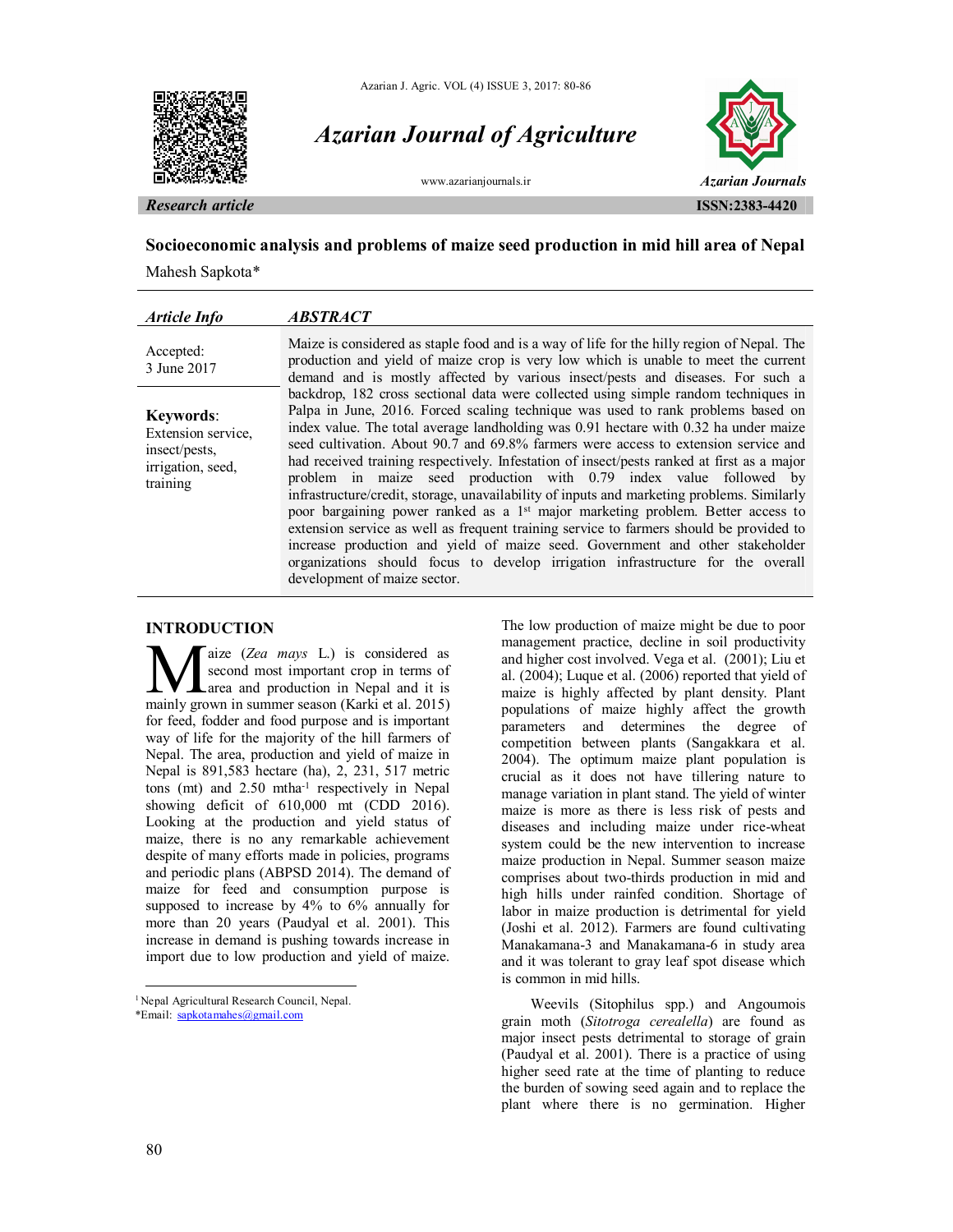*Research article*

# Socioeconomic analysis and problems of maize seed production in mid hill area of Nepal

Mahesh Sapkota*

**Article Info**

Accepted:
3 June 2017

**Keywords**:
Extension service, insect/pests, irrigation, seed, training

**ABSTRACT**

Maize is considered as staple food and is a way of life for the hilly region of Nepal. The production and yield of maize crop is very low which is unable to meet the current demand and is mostly affected by various insect/pests and diseases. For such a backdrop, 182 cross sectional data were collected using simple random techniques in Palpa in June, 2016. Forced scaling technique was used to rank problems based on index value. The total average landholding was 0.91 hectare with 0.32 ha under maize seed cultivation. About 90.7 and 69.8% farmers were access to extension service and had received training respectively. Infestation of insect/pests ranked at first as a major problem in maize seed production with 0.79 index value followed by infrastructure/credit, storage, unavailability of inputs and marketing problems. Similarly poor bargaining power ranked as a 1st major marketing problem. Better access to extension service as well as frequent training service to farmers should be provided to increase production and yield of maize seed. Government and other stakeholder organizations should focus to develop irrigation infrastructure for the overall development of maize sector.

## INTRODUCTION

Maize (*Zea mays* L.) is considered as second most important crop in terms of area and production in Nepal and it is mainly grown in summer season (Karki et al. 2015) for feed, fodder and food purpose and is important way of life for the majority of the hill farmers of Nepal. The area, production and yield of maize in Nepal is 891,583 hectare (ha), 2, 231, 517 metric tons (mt) and 2.50 mtha$^{-1}$ respectively in Nepal showing deficit of 610,000 mt (CDD 2016). Looking at the production and yield status of maize, there is no any remarkable achievement despite of many efforts made in policies, programs and periodic plans (ABPSD 2014). The demand of maize for feed and consumption purpose is supposed to increase by 4% to 6% annually for more than 20 years (Paudyal et al. 2001). This increase in demand is pushing towards increase in import due to low production and yield of maize. The low production of maize might be due to poor management practice, decline in soil productivity and higher cost involved. Vega et al. (2001); Liu et al. (2004); Luque et al. (2006) reported that yield of maize is highly affected by plant density. Plant populations of maize highly affect the growth parameters and determines the degree of competition between plants (Sangakkara et al. 2004). The optimum maize plant population is crucial as it does not have tillering nature to manage variation in plant stand. The yield of winter maize is more as there is less risk of pests and diseases and including maize under rice-wheat system could be the new intervention to increase maize production in Nepal. Summer season maize comprises about two-thirds production in mid and high hills under rainfed condition. Shortage of labor in maize production is detrimental for yield (Joshi et al. 2012). Farmers are found cultivating Manakamana-3 and Manakamana-6 in study area and it was tolerant to gray leaf spot disease which is common in mid hills.

Weevils (Sitophilus spp.) and Angoumois grain moth (*Sitotroga cerealella*) are found as major insect pests detrimental to storage of grain (Paudyal et al. 2001). There is a practice of using higher seed rate at the time of planting to reduce the burden of sowing seed again and to replace the plant where there is no germination. Higher

---

[1] Nepal Agricultural Research Council, Nepal.
*Email: sapkotamahes@gmail.com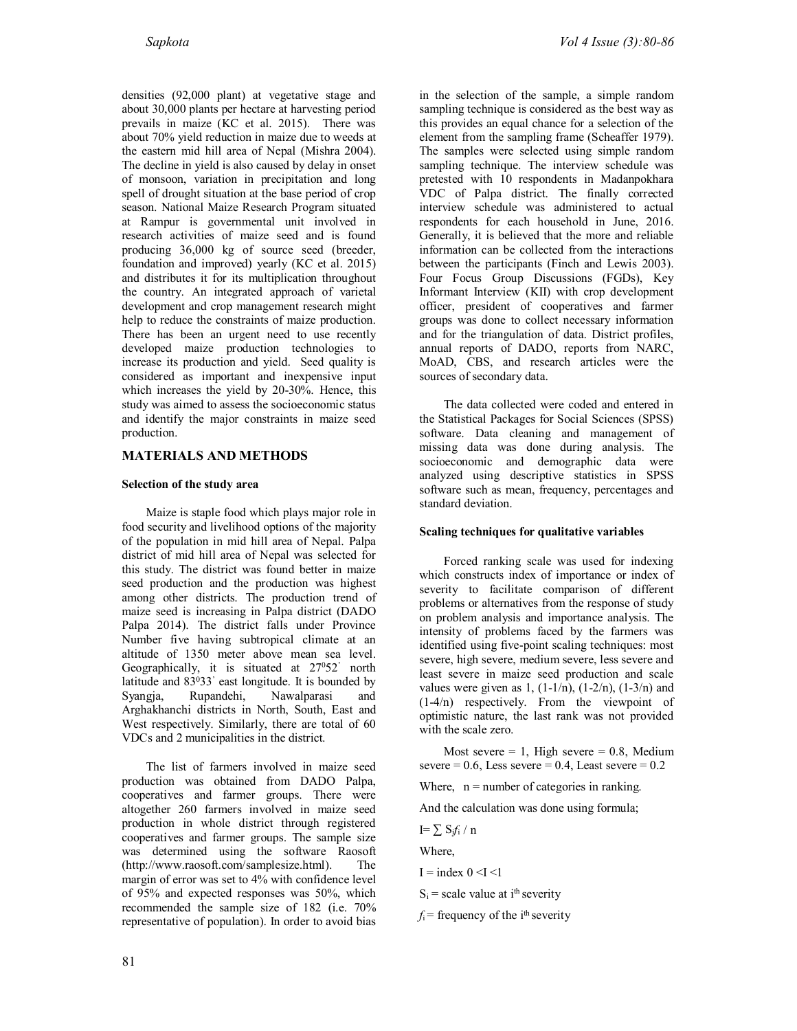densities (92,000 plant) at vegetative stage and about 30,000 plants per hectare at harvesting period prevails in maize (KC et al. 2015). There was about 70% yield reduction in maize due to weeds at the eastern mid hill area of Nepal (Mishra 2004). The decline in yield is also caused by delay in onset of monsoon, variation in precipitation and long spell of drought situation at the base period of crop season. National Maize Research Program situated at Rampur is governmental unit involved in research activities of maize seed and is found producing 36,000 kg of source seed (breeder, foundation and improved) yearly (KC et al. 2015) and distributes it for its multiplication throughout the country. An integrated approach of varietal development and crop management research might help to reduce the constraints of maize production. There has been an urgent need to use recently developed maize production technologies to increase its production and yield. Seed quality is considered as important and inexpensive input which increases the yield by 20-30%. Hence, this study was aimed to assess the socioeconomic status and identify the major constraints in maize seed production.

## MATERIALS AND METHODS

### Selection of the study area

Maize is staple food which plays major role in food security and livelihood options of the majority of the population in mid hill area of Nepal. Palpa district of mid hill area of Nepal was selected for this study. The district was found better in maize seed production and the production was highest among other districts. The production trend of maize seed is increasing in Palpa district (DADO Palpa 2014). The district falls under Province Number five having subtropical climate at an altitude of 1350 meter above mean sea level. Geographically, it is situated at $27^0 52'$ north latitude and $83^0 33'$ east longitude. It is bounded by Syangja, Rupandehi, Nawalparasi and Arghakhanchi districts in North, South, East and West respectively. Similarly, there are total of 60 VDCs and 2 municipalities in the district.

The list of farmers involved in maize seed production was obtained from DADO Palpa, cooperatives and farmer groups. There were altogether 260 farmers involved in maize seed production in whole district through registered cooperatives and farmer groups. The sample size was determined using the software Raosoft (http://www.raosoft.com/samplesize.html). The margin of error was set to 4% with confidence level of 95% and expected responses was 50%, which recommended the sample size of 182 (i.e. 70% representative of population). In order to avoid bias in the selection of the sample, a simple random sampling technique is considered as the best way as this provides an equal chance for a selection of the element from the sampling frame (Scheaffer 1979). The samples were selected using simple random sampling technique. The interview schedule was pretested with 10 respondents in Madanpokhara VDC of Palpa district. The finally corrected interview schedule was administered to actual respondents for each household in June, 2016. Generally, it is believed that the more and reliable information can be collected from the interactions between the participants (Finch and Lewis 2003). Four Focus Group Discussions (FGDs), Key Informant Interview (KII) with crop development officer, president of cooperatives and farmer groups was done to collect necessary information and for the triangulation of data. District profiles, annual reports of DADO, reports from NARC, MoAD, CBS, and research articles were the sources of secondary data.

The data collected were coded and entered in the Statistical Packages for Social Sciences (SPSS) software. Data cleaning and management of missing data was done during analysis. The socioeconomic and demographic data were analyzed using descriptive statistics in SPSS software such as mean, frequency, percentages and standard deviation.

### Scaling techniques for qualitative variables

Forced ranking scale was used for indexing which constructs index of importance or index of severity to facilitate comparison of different problems or alternatives from the response of study on problem analysis and importance analysis. The intensity of problems faced by the farmers was identified using five-point scaling techniques: most severe, high severe, medium severe, less severe and least severe in maize seed production and scale values were given as 1, $(1\text{-}1/n)$, $(1\text{-}2/n)$, $(1\text{-}3/n)$ and $(1\text{-}4/n)$ respectively. From the viewpoint of optimistic nature, the last rank was not provided with the scale zero.

Most severe = 1, High severe = 0.8, Medium severe = 0.6, Less severe = 0.4, Least severe = 0.2

Where, n = number of categories in ranking.

And the calculation was done using formula;

$I = \sum S_i f_i / n$

Where,

$I$ = index $0 < I < 1$

$S_i$ = scale value at $i^{th}$ severity

$f_i$ = frequency of the $i^{th}$ severity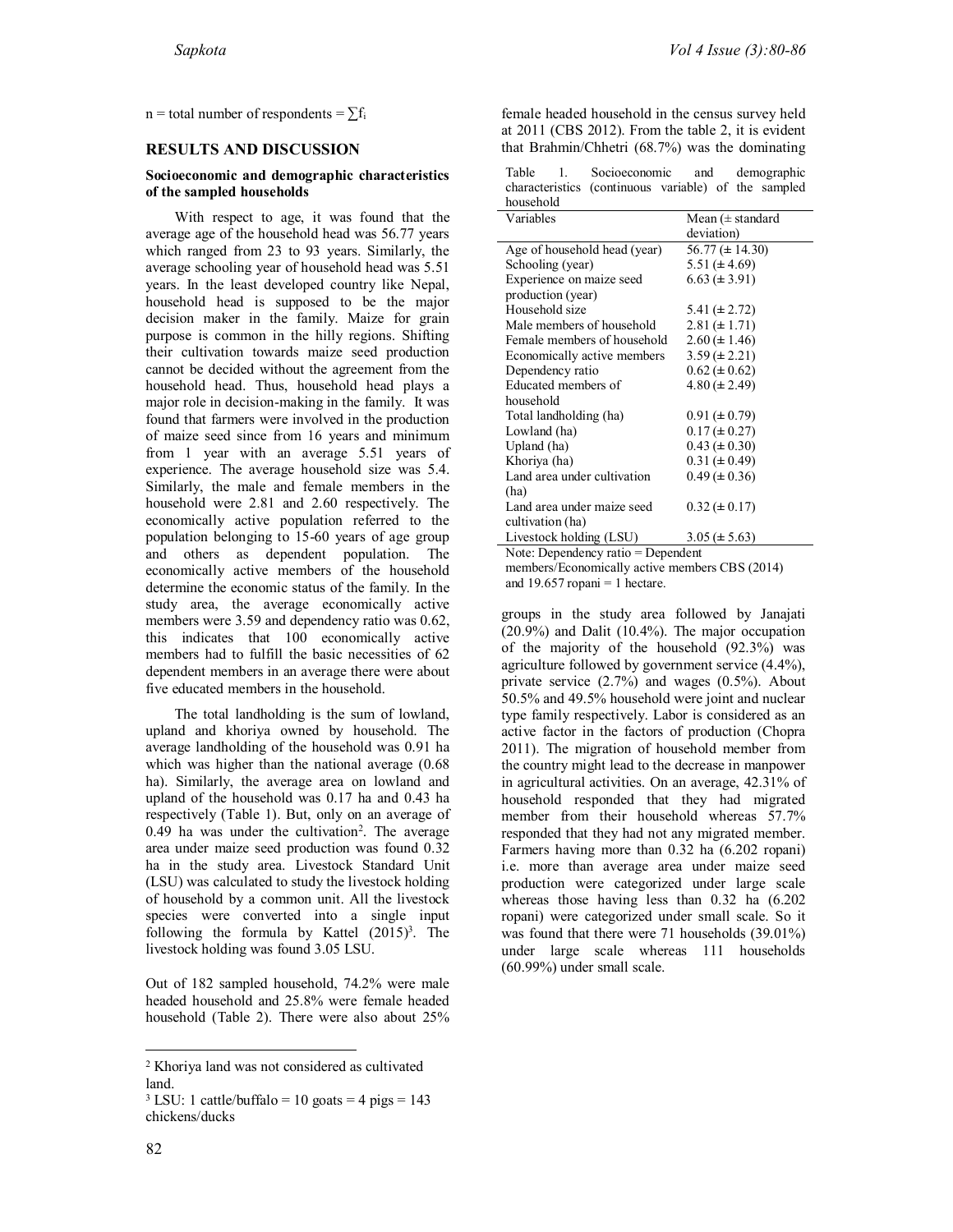n = total number of respondents = $\sum f_i$

## RESULTS AND DISCUSSION

### Socioeconomic and demographic characteristics of the sampled households

With respect to age, it was found that the average age of the household head was 56.77 years which ranged from 23 to 93 years. Similarly, the average schooling year of household head was 5.51 years. In the least developed country like Nepal, household head is supposed to be the major decision maker in the family. Maize for grain purpose is common in the hilly regions. Shifting their cultivation towards maize seed production cannot be decided without the agreement from the household head. Thus, household head plays a major role in decision-making in the family. It was found that farmers were involved in the production of maize seed since from 16 years and minimum from 1 year with an average 5.51 years of experience. The average household size was 5.4. Similarly, the male and female members in the household were 2.81 and 2.60 respectively. The economically active population referred to the population belonging to 15-60 years of age group and others as dependent population. The economically active members of the household determine the economic status of the family. In the study area, the average economically active members were 3.59 and dependency ratio was 0.62, this indicates that 100 economically active members had to fulfill the basic necessities of 62 dependent members in an average there were about five educated members in the household.

The total landholding is the sum of lowland, upland and khoriya owned by household. The average landholding of the household was 0.91 ha which was higher than the national average (0.68 ha). Similarly, the average area on lowland and upland of the household was 0.17 ha and 0.43 ha respectively (Table 1). But, only on an average of 0.49 ha was under the cultivation[2]. The average area under maize seed production was found 0.32 ha in the study area. Livestock Standard Unit (LSU) was calculated to study the livestock holding of household by a common unit. All the livestock species were converted into a single input following the formula by Kattel (2015)[3]. The livestock holding was found 3.05 LSU.

Out of 182 sampled household, 74.2% were male headed household and 25.8% were female headed household (Table 2). There were also about 25% female headed household in the census survey held at 2011 (CBS 2012). From the table 2, it is evident that Brahmin/Chhetri (68.7%) was the dominating groups in the study area followed by Janajati (20.9%) and Dalit (10.4%). The major occupation of the majority of the household (92.3%) was agriculture followed by government service (4.4%), private service (2.7%) and wages (0.5%). About 50.5% and 49.5% household were joint and nuclear type family respectively. Labor is considered as an active factor in the factors of production (Chopra 2011). The migration of household member from the country might lead to the decrease in manpower in agricultural activities. On an average, 42.31% of household responded that they had migrated member from their household whereas 57.7% responded that they had not any migrated member. Farmers having more than 0.32 ha (6.202 ropani) i.e. more than average area under maize seed production were categorized under large scale whereas those having less than 0.32 ha (6.202 ropani) were categorized under small scale. So it was found that there were 71 households (39.01%) under large scale whereas 111 households (60.99%) under small scale.

Table 1. Socioeconomic and demographic characteristics (continuous variable) of the sampled household

| Variables | Mean (± standard deviation) |
|---|---|
| Age of household head (year) | 56.77 (± 14.30) |
| Schooling (year) | 5.51 (± 4.69) |
| Experience on maize seed production (year) | 6.63 (± 3.91) |
| Household size | 5.41 (± 2.72) |
| Male members of household | 2.81 (± 1.71) |
| Female members of household | 2.60 (± 1.46) |
| Economically active members | 3.59 (± 2.21) |
| Dependency ratio | 0.62 (± 0.62) |
| Educated members of household | 4.80 (± 2.49) |
| Total landholding (ha) | 0.91 (± 0.79) |
| Lowland (ha) | 0.17 (± 0.27) |
| Upland (ha) | 0.43 (± 0.30) |
| Khoriya (ha) | 0.31 (± 0.49) |
| Land area under cultivation (ha) | 0.49 (± 0.36) |
| Land area under maize seed cultivation (ha) | 0.32 (± 0.17) |
| Livestock holding (LSU) | 3.05 (± 5.63) |

Note: Dependency ratio = Dependent members/Economically active members CBS (2014) and 19.657 ropani = 1 hectare.

---

[2] Khoriya land was not considered as cultivated land.

[3] LSU: 1 cattle/buffalo = 10 goats = 4 pigs = 143 chickens/ducks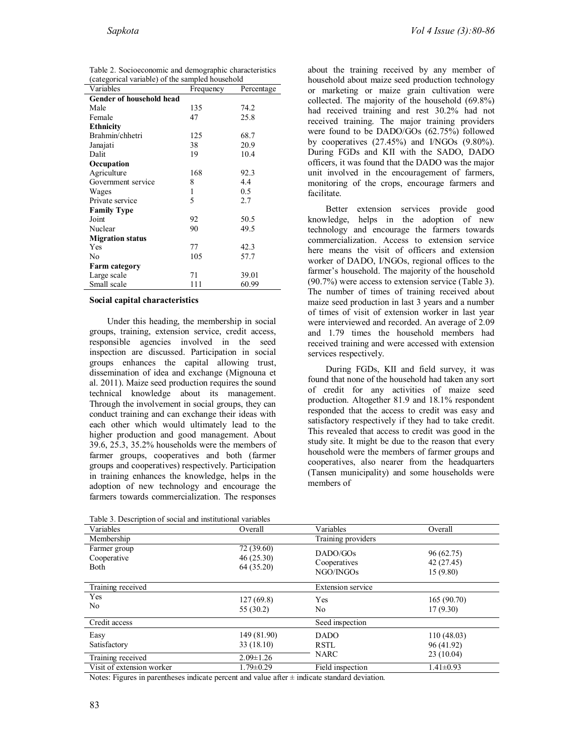Table 2. Socioeconomic and demographic characteristics (categorical variable) of the sampled household

| Variables | Frequency | Percentage |
|---|---|---|
| **Gender of household head** | | |
| Male | 135 | 74.2 |
| Female | 47 | 25.8 |
| **Ethnicity** | | |
| Brahmin/chhetri | 125 | 68.7 |
| Janajati | 38 | 20.9 |
| Dalit | 19 | 10.4 |
| **Occupation** | | |
| Agriculture | 168 | 92.3 |
| Government service | 8 | 4.4 |
| Wages | 1 | 0.5 |
| Private service | 5 | 2.7 |
| **Family Type** | | |
| Joint | 92 | 50.5 |
| Nuclear | 90 | 49.5 |
| **Migration status** | | |
| Yes | 77 | 42.3 |
| No | 105 | 57.7 |
| **Farm category** | | |
| Large scale | 71 | 39.01 |
| Small scale | 111 | 60.99 |

**Social capital characteristics**

Under this heading, the membership in social groups, training, extension service, credit access, responsible agencies involved in the seed inspection are discussed. Participation in social groups enhances the capital allowing trust, dissemination of idea and exchange (Mignouna et al. 2011). Maize seed production requires the sound technical knowledge about its management. Through the involvement in social groups, they can conduct training and can exchange their ideas with each other which would ultimately lead to the higher production and good management. About 39.6, 25.3, 35.2% households were the members of farmer groups, cooperatives and both (farmer groups and cooperatives) respectively. Participation in training enhances the knowledge, helps in the adoption of new technology and encourage the farmers towards commercialization. The responses about the training received by any member of household about maize seed production technology or marketing or maize grain cultivation were collected. The majority of the household (69.8%) had received training and rest 30.2% had not received training. The major training providers were found to be DADO/GOs (62.75%) followed by cooperatives (27.45%) and I/NGOs (9.80%). During FGDs and KII with the SADO, DADO officers, it was found that the DADO was the major unit involved in the encouragement of farmers, monitoring of the crops, encourage farmers and facilitate.

Better extension services provide good knowledge, helps in the adoption of new technology and encourage the farmers towards commercialization. Access to extension service here means the visit of officers and extension worker of DADO, I/NGOs, regional offices to the farmer's household. The majority of the household (90.7%) were access to extension service (Table 3). The number of times of training received about maize seed production in last 3 years and a number of times of visit of extension worker in last year were interviewed and recorded. An average of 2.09 and 1.79 times the household members had received training and were accessed with extension services respectively.

During FGDs, KII and field survey, it was found that none of the household had taken any sort of credit for any activities of maize seed production. Altogether 81.9 and 18.1% respondent responded that the access to credit was easy and satisfactory respectively if they had to take credit. This revealed that access to credit was good in the study site. It might be due to the reason that every household were the members of farmer groups and cooperatives, also nearer from the headquarters (Tansen municipality) and some households were members of

Table 3. Description of social and institutional variables

| Variables | Overall | Variables | Overall |
|---|---|---|---|
| Membership | | Training providers | |
| Farmer group | 72 (39.60) | DADO/GOs | 96 (62.75) |
| Cooperative | 46 (25.30) | Cooperatives | 42 (27.45) |
| Both | 64 (35.20) | NGO/INGOs | 15 (9.80) |
| Training received | | Extension service | |
| Yes | 127 (69.8) | Yes | 165 (90.70) |
| No | 55 (30.2) | No | 17 (9.30) |
| Credit access | | Seed inspection | |
| Easy | 149 (81.90) | DADO | 110 (48.03) |
| Satisfactory | 33 (18.10) | RSTL | 96 (41.92) |
| Training received | 2.09±1.26 | NARC | 23 (10.04) |
| Visit of extension worker | 1.79±0.29 | Field inspection | 1.41±0.93 |

Notes: Figures in parentheses indicate percent and value after ± indicate standard deviation.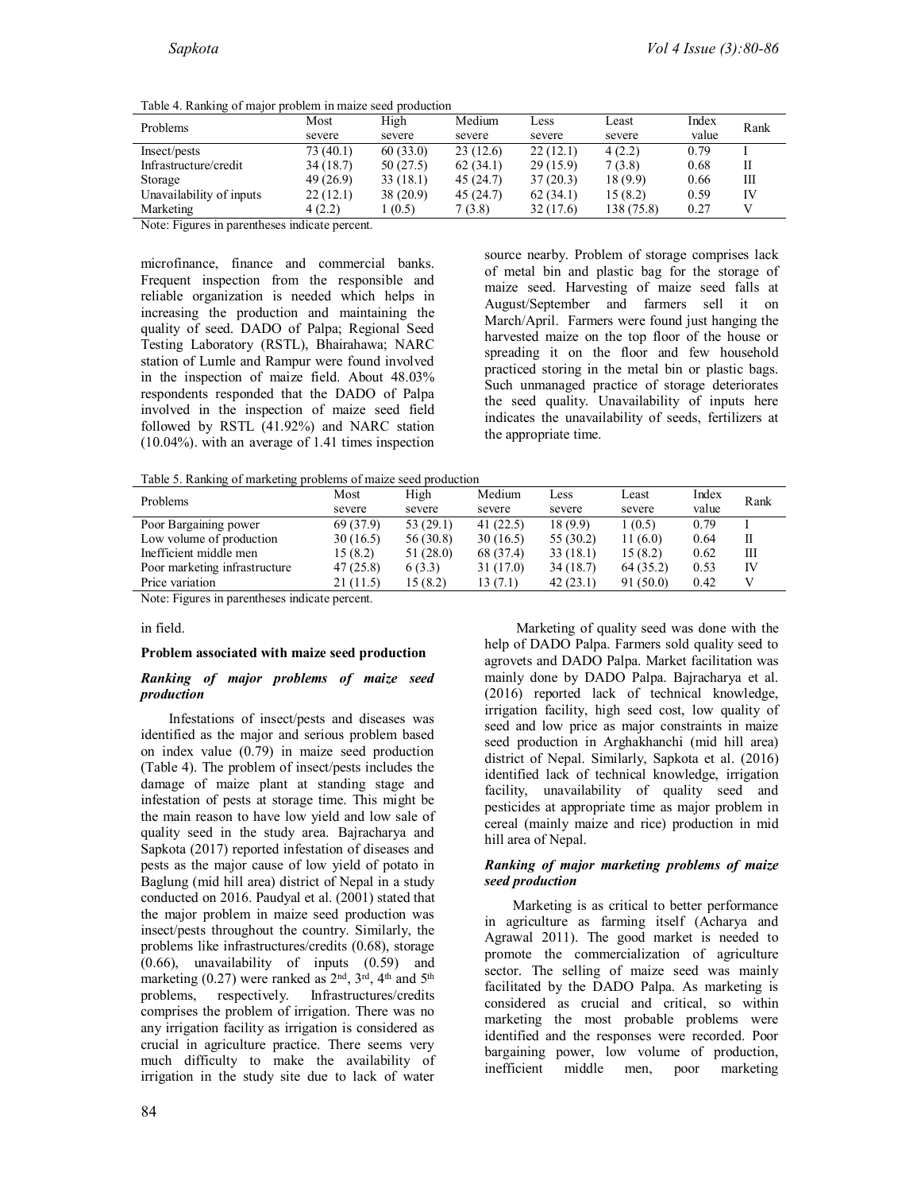Table 4. Ranking of major problem in maize seed production

| Problems | Most severe | High severe | Medium severe | Less severe | Least severe | Index value | Rank |
|---|---|---|---|---|---|---|---|
| Insect/pests | 73 (40.1) | 60 (33.0) | 23 (12.6) | 22 (12.1) | 4 (2.2) | 0.79 | I |
| Infrastructure/credit | 34 (18.7) | 50 (27.5) | 62 (34.1) | 29 (15.9) | 7 (3.8) | 0.68 | II |
| Storage | 49 (26.9) | 33 (18.1) | 45 (24.7) | 37 (20.3) | 18 (9.9) | 0.66 | III |
| Unavailability of inputs | 22 (12.1) | 38 (20.9) | 45 (24.7) | 62 (34.1) | 15 (8.2) | 0.59 | IV |
| Marketing | 4 (2.2) | 1 (0.5) | 7 (3.8) | 32 (17.6) | 138 (75.8) | 0.27 | V |

Note: Figures in parentheses indicate percent.

microfinance, finance and commercial banks. Frequent inspection from the responsible and reliable organization is needed which helps in increasing the production and maintaining the quality of seed. DADO of Palpa; Regional Seed Testing Laboratory (RSTL), Bhairahawa; NARC station of Lumle and Rampur were found involved in the inspection of maize field. About 48.03% respondents responded that the DADO of Palpa involved in the inspection of maize seed field followed by RSTL (41.92%) and NARC station (10.04%). with an average of 1.41 times inspection in field.

### Problem associated with maize seed production

#### *Ranking of major problems of maize seed production*

Infestations of insect/pests and diseases was identified as the major and serious problem based on index value (0.79) in maize seed production (Table 4). The problem of insect/pests includes the damage of maize plant at standing stage and infestation of pests at storage time. This might be the main reason to have low yield and low sale of quality seed in the study area. Bajracharya and Sapkota (2017) reported infestation of diseases and pests as the major cause of low yield of potato in Baglung (mid hill area) district of Nepal in a study conducted on 2016. Paudyal et al. (2001) stated that the major problem in maize seed production was insect/pests throughout the country. Similarly, the problems like infrastructures/credits (0.68), storage (0.66), unavailability of inputs (0.59) and marketing (0.27) were ranked as 2nd, 3rd, 4th and 5th problems, respectively. Infrastructures/credits comprises the problem of irrigation. There was no any irrigation facility as irrigation is considered as crucial in agriculture practice. There seems very much difficulty to make the availability of irrigation in the study site due to lack of water source nearby. Problem of storage comprises lack of metal bin and plastic bag for the storage of maize seed. Harvesting of maize seed falls at August/September and farmers sell it on March/April. Farmers were found just hanging the harvested maize on the top floor of the house or spreading it on the floor and few household practiced storing in the metal bin or plastic bags. Such unmanaged practice of storage deteriorates the seed quality. Unavailability of inputs here indicates the unavailability of seeds, fertilizers at the appropriate time.

Table 5. Ranking of marketing problems of maize seed production

| Problems | Most severe | High severe | Medium severe | Less severe | Least severe | Index value | Rank |
|---|---|---|---|---|---|---|---|
| Poor Bargaining power | 69 (37.9) | 53 (29.1) | 41 (22.5) | 18 (9.9) | 1 (0.5) | 0.79 | I |
| Low volume of production | 30 (16.5) | 56 (30.8) | 30 (16.5) | 55 (30.2) | 11 (6.0) | 0.64 | II |
| Inefficient middle men | 15 (8.2) | 51 (28.0) | 68 (37.4) | 33 (18.1) | 15 (8.2) | 0.62 | III |
| Poor marketing infrastructure | 47 (25.8) | 6 (3.3) | 31 (17.0) | 34 (18.7) | 64 (35.2) | 0.53 | IV |
| Price variation | 21 (11.5) | 15 (8.2) | 13 (7.1) | 42 (23.1) | 91 (50.0) | 0.42 | V |

Note: Figures in parentheses indicate percent.

Marketing of quality seed was done with the help of DADO Palpa. Farmers sold quality seed to agrovets and DADO Palpa. Market facilitation was mainly done by DADO Palpa. Bajracharya et al. (2016) reported lack of technical knowledge, irrigation facility, high seed cost, low quality of seed and low price as major constraints in maize seed production in Arghakhanchi (mid hill area) district of Nepal. Similarly, Sapkota et al. (2016) identified lack of technical knowledge, irrigation facility, unavailability of quality seed and pesticides at appropriate time as major problem in cereal (mainly maize and rice) production in mid hill area of Nepal.

#### *Ranking of major marketing problems of maize seed production*

Marketing is as critical to better performance in agriculture as farming itself (Acharya and Agrawal 2011). The good market is needed to promote the commercialization of agriculture sector. The selling of maize seed was mainly facilitated by the DADO Palpa. As marketing is considered as crucial and critical, so within marketing the most probable problems were identified and the responses were recorded. Poor bargaining power, low volume of production, inefficient middle men, poor marketing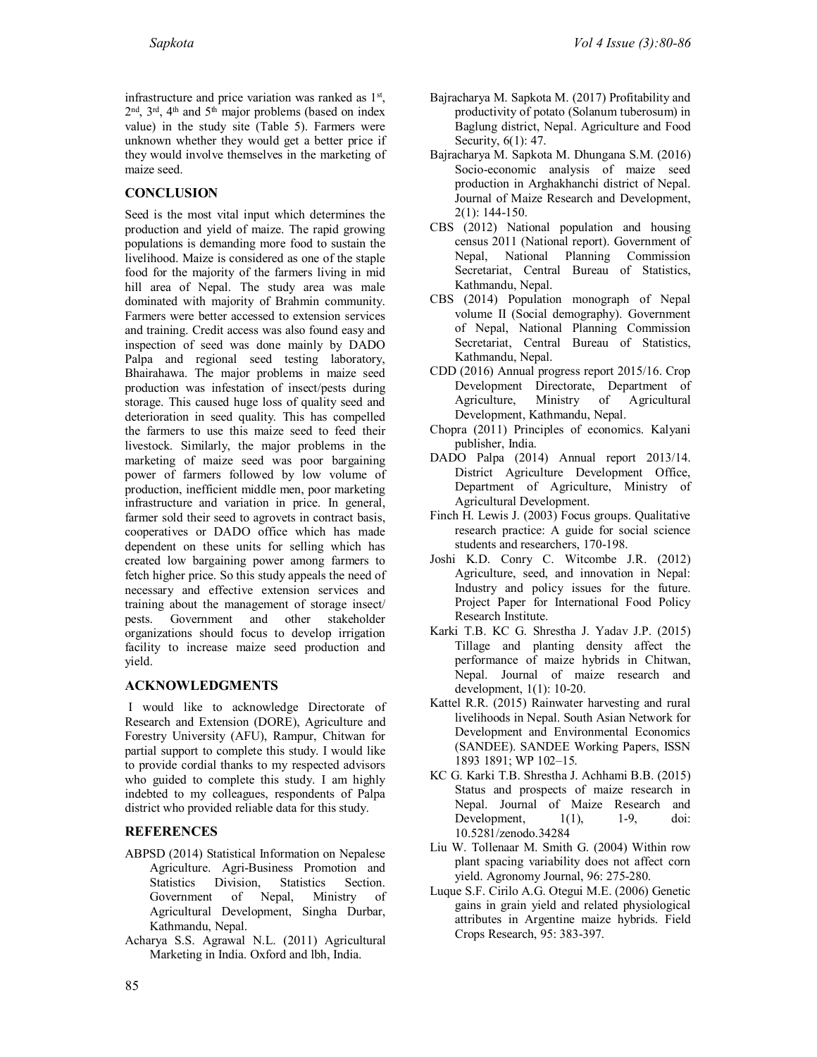infrastructure and price variation was ranked as 1st, 2nd, 3rd, 4th and 5th major problems (based on index value) in the study site (Table 5). Farmers were unknown whether they would get a better price if they would involve themselves in the marketing of maize seed.

## CONCLUSION

Seed is the most vital input which determines the production and yield of maize. The rapid growing populations is demanding more food to sustain the livelihood. Maize is considered as one of the staple food for the majority of the farmers living in mid hill area of Nepal. The study area was male dominated with majority of Brahmin community. Farmers were better accessed to extension services and training. Credit access was also found easy and inspection of seed was done mainly by DADO Palpa and regional seed testing laboratory, Bhairahawa. The major problems in maize seed production was infestation of insect/pests during storage. This caused huge loss of quality seed and deterioration in seed quality. This has compelled the farmers to use this maize seed to feed their livestock. Similarly, the major problems in the marketing of maize seed was poor bargaining power of farmers followed by low volume of production, inefficient middle men, poor marketing infrastructure and variation in price. In general, farmer sold their seed to agrovets in contract basis, cooperatives or DADO office which has made dependent on these units for selling which has created low bargaining power among farmers to fetch higher price. So this study appeals the need of necessary and effective extension services and training about the management of storage insect/ pests. Government and other stakeholder organizations should focus to develop irrigation facility to increase maize seed production and yield.

## ACKNOWLEDGMENTS

I would like to acknowledge Directorate of Research and Extension (DORE), Agriculture and Forestry University (AFU), Rampur, Chitwan for partial support to complete this study. I would like to provide cordial thanks to my respected advisors who guided to complete this study. I am highly indebted to my colleagues, respondents of Palpa district who provided reliable data for this study.

## REFERENCES

ABPSD (2014) Statistical Information on Nepalese Agriculture. Agri-Business Promotion and Statistics Division, Statistics Section. Government of Nepal, Ministry of Agricultural Development, Singha Durbar, Kathmandu, Nepal.

Acharya S.S. Agrawal N.L. (2011) Agricultural Marketing in India. Oxford and lbh, India.

Bajracharya M. Sapkota M. (2017) Profitability and productivity of potato (Solanum tuberosum) in Baglung district, Nepal. Agriculture and Food Security, 6(1): 47.

Bajracharya M. Sapkota M. Dhungana S.M. (2016) Socio-economic analysis of maize seed production in Arghakhanchi district of Nepal. Journal of Maize Research and Development, 2(1): 144-150.

CBS (2012) National population and housing census 2011 (National report). Government of Nepal, National Planning Commission Secretariat, Central Bureau of Statistics, Kathmandu, Nepal.

CBS (2014) Population monograph of Nepal volume II (Social demography). Government of Nepal, National Planning Commission Secretariat, Central Bureau of Statistics, Kathmandu, Nepal.

CDD (2016) Annual progress report 2015/16. Crop Development Directorate, Department of Agriculture, Ministry of Agricultural Development, Kathmandu, Nepal.

Chopra (2011) Principles of economics. Kalyani publisher, India.

DADO Palpa (2014) Annual report 2013/14. District Agriculture Development Office, Department of Agriculture, Ministry of Agricultural Development.

Finch H. Lewis J. (2003) Focus groups. Qualitative research practice: A guide for social science students and researchers, 170-198.

Joshi K.D. Conry C. Witcombe J.R. (2012) Agriculture, seed, and innovation in Nepal: Industry and policy issues for the future. Project Paper for International Food Policy Research Institute.

Karki T.B. KC G. Shrestha J. Yadav J.P. (2015) Tillage and planting density affect the performance of maize hybrids in Chitwan, Nepal. Journal of maize research and development, 1(1): 10-20.

Kattel R.R. (2015) Rainwater harvesting and rural livelihoods in Nepal. South Asian Network for Development and Environmental Economics (SANDEE). SANDEE Working Papers, ISSN 1893 1891; WP 102–15.

KC G. Karki T.B. Shrestha J. Achhami B.B. (2015) Status and prospects of maize research in Nepal. Journal of Maize Research and Development, 1(1), 1-9, doi: 10.5281/zenodo.34284

Liu W. Tollenaar M. Smith G. (2004) Within row plant spacing variability does not affect corn yield. Agronomy Journal, 96: 275-280.

Luque S.F. Cirilo A.G. Otegui M.E. (2006) Genetic gains in grain yield and related physiological attributes in Argentine maize hybrids. Field Crops Research, 95: 383-397.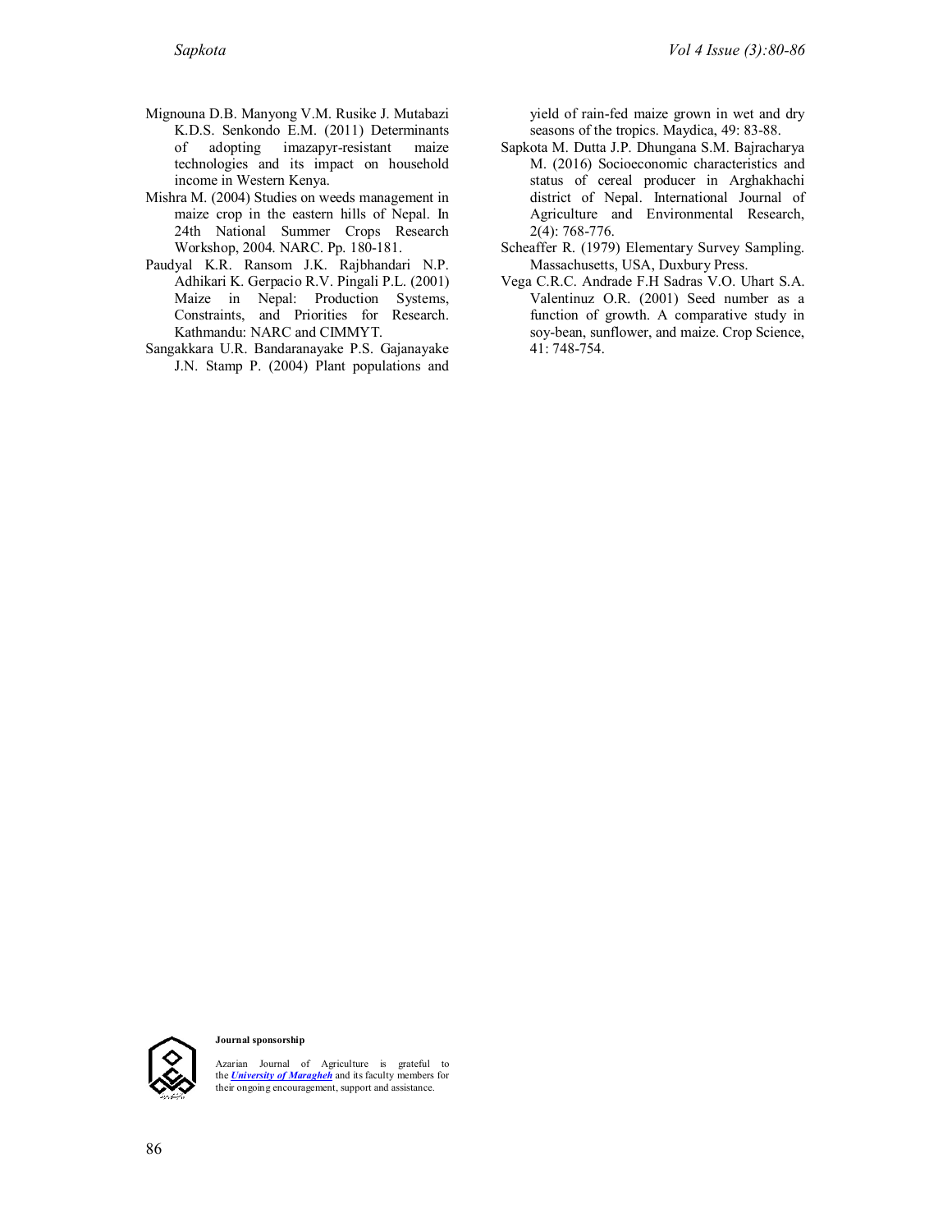Mignouna D.B. Manyong V.M. Rusike J. Mutabazi K.D.S. Senkondo E.M. (2011) Determinants of adopting imazapyr-resistant maize technologies and its impact on household income in Western Kenya.

Mishra M. (2004) Studies on weeds management in maize crop in the eastern hills of Nepal. In 24th National Summer Crops Research Workshop, 2004. NARC. Pp. 180-181.

Paudyal K.R. Ransom J.K. Rajbhandari N.P. Adhikari K. Gerpacio R.V. Pingali P.L. (2001) Maize in Nepal: Production Systems, Constraints, and Priorities for Research. Kathmandu: NARC and CIMMYT.

Sangakkara U.R. Bandaranayake P.S. Gajanayake J.N. Stamp P. (2004) Plant populations and yield of rain-fed maize grown in wet and dry seasons of the tropics. Maydica, 49: 83-88.

Sapkota M. Dutta J.P. Dhungana S.M. Bajracharya M. (2016) Socioeconomic characteristics and status of cereal producer in Arghakhachi district of Nepal. International Journal of Agriculture and Environmental Research, 2(4): 768-776.

Scheaffer R. (1979) Elementary Survey Sampling. Massachusetts, USA, Duxbury Press.

Vega C.R.C. Andrade F.H Sadras V.O. Uhart S.A. Valentinuz O.R. (2001) Seed number as a function of growth. A comparative study in soy-bean, sunflower, and maize. Crop Science, 41: 748-754.

**Journal sponsorship**

Azarian Journal of Agriculture is grateful to the ***University of Maragheh*** and its faculty members for their ongoing encouragement, support and assistance.